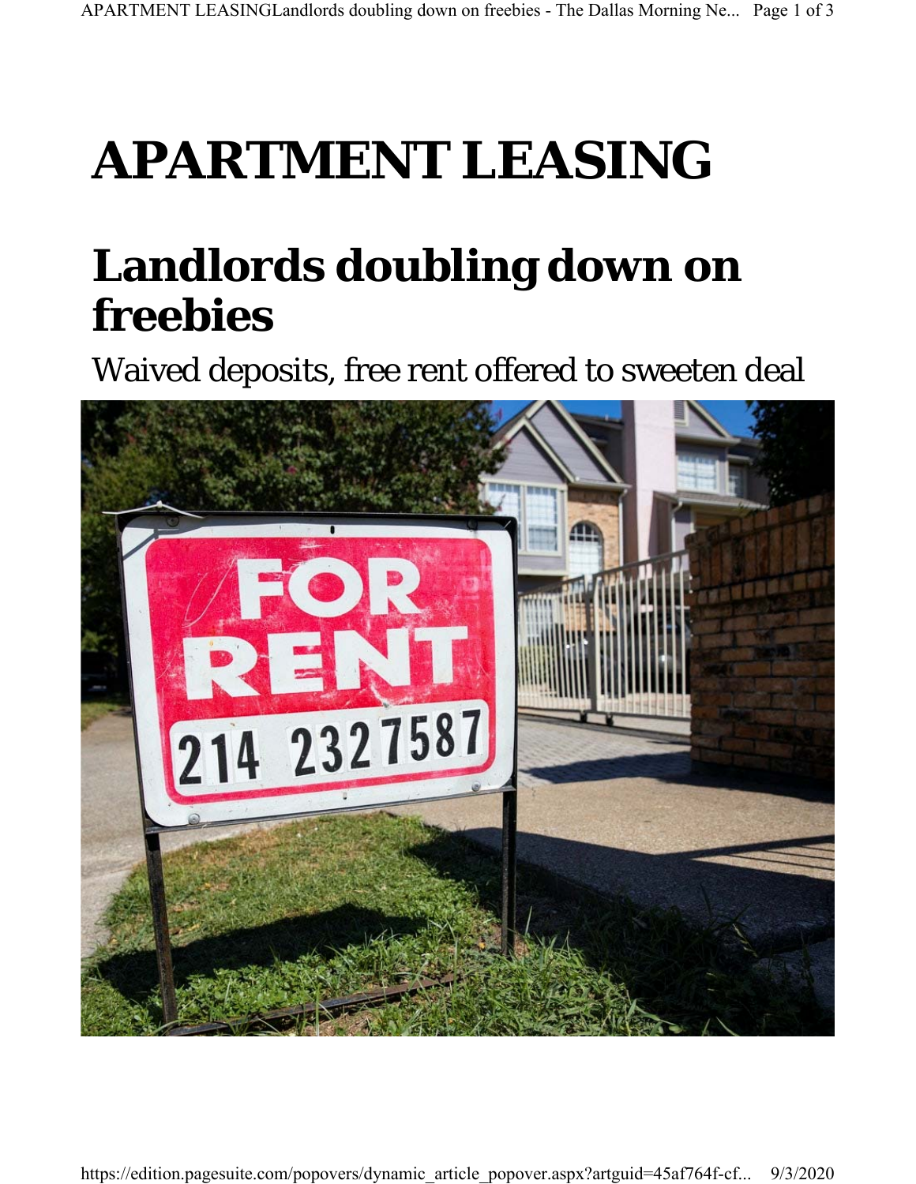# APARTMENT LEASING

## Landlords doubling down on freebies

Waived deposits, free rent offered to sweeten deal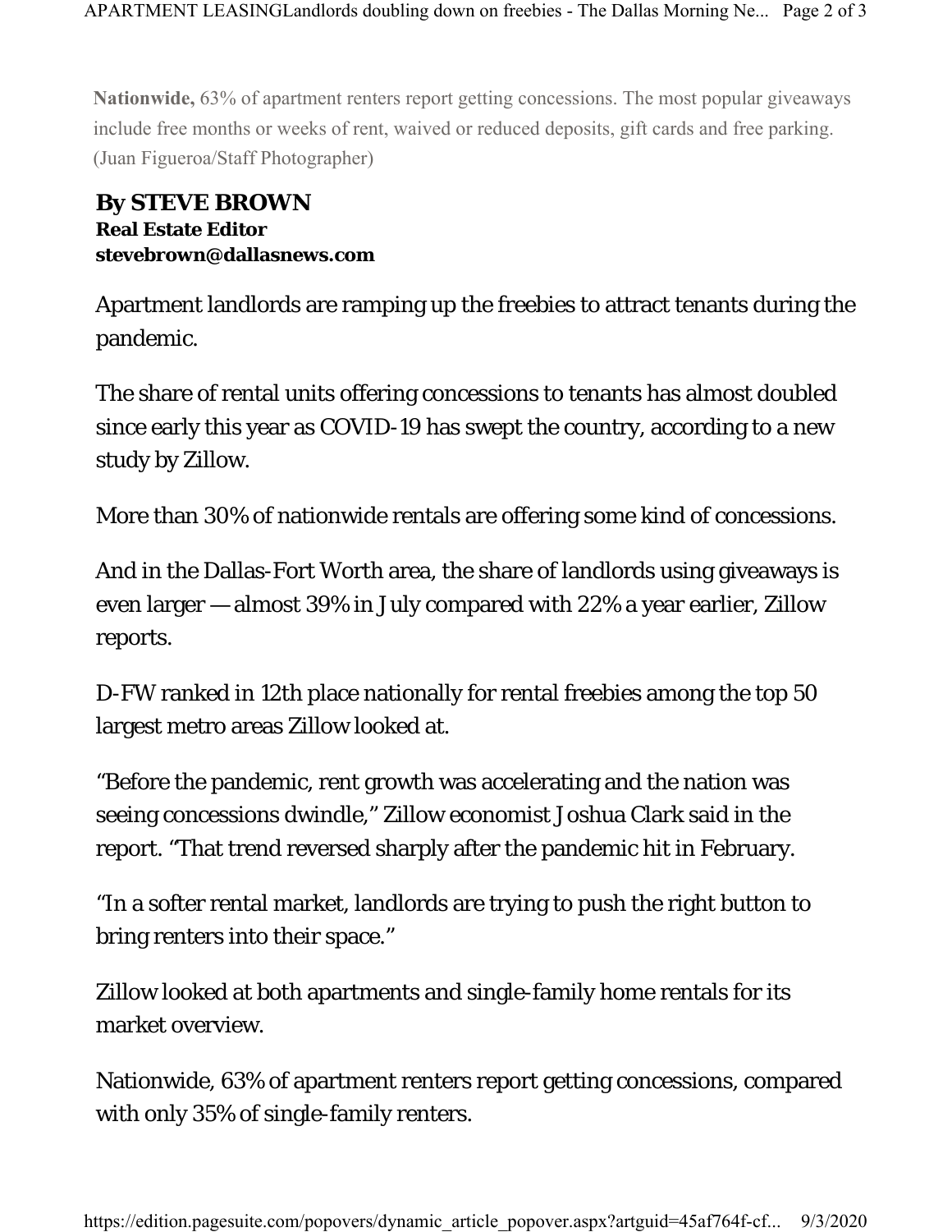**Nationwide,** 63% of apartment renters report getting concessions. The most popular giveaways include free months or weeks of rent, waived or reduced deposits, gift cards and free parking. (Juan Figueroa/Staff Photographer)

**By STEVE BROWN**
**Real Estate Editor**
**stevebrown@dallasnews.com**

Apartment landlords are ramping up the freebies to attract tenants during the pandemic.

The share of rental units offering concessions to tenants has almost doubled since early this year as COVID-19 has swept the country, according to a new study by Zillow.

More than 30% of nationwide rentals are offering some kind of concessions.

And in the Dallas-Fort Worth area, the share of landlords using giveaways is even larger — almost 39% in July compared with 22% a year earlier, Zillow reports.

D-FW ranked in 12th place nationally for rental freebies among the top 50 largest metro areas Zillow looked at.

"Before the pandemic, rent growth was accelerating and the nation was seeing concessions dwindle," Zillow economist Joshua Clark said in the report. "That trend reversed sharply after the pandemic hit in February.

"In a softer rental market, landlords are trying to push the right button to bring renters into their space."

Zillow looked at both apartments and single-family home rentals for its market overview.

Nationwide, 63% of apartment renters report getting concessions, compared with only 35% of single-family renters.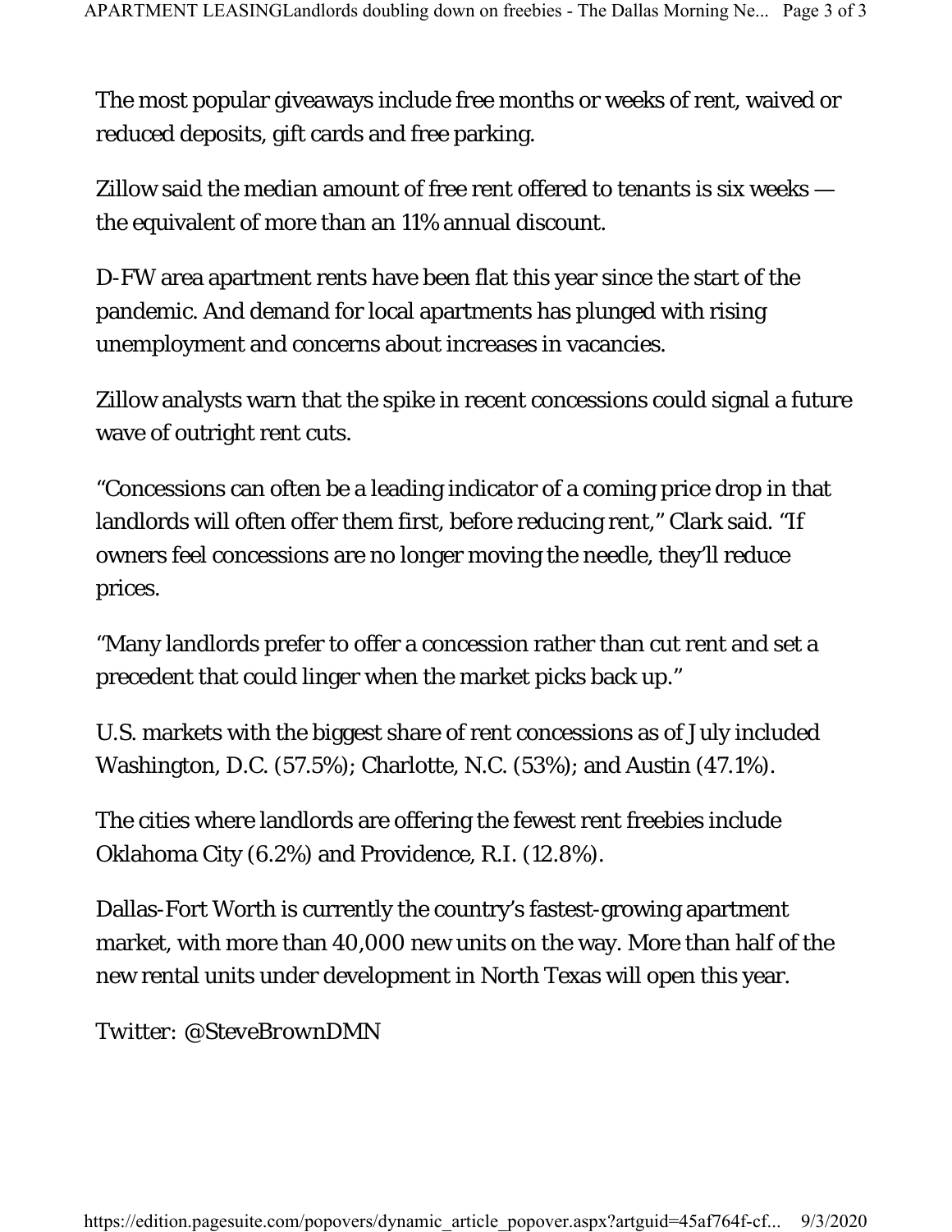The most popular giveaways include free months or weeks of rent, waived or reduced deposits, gift cards and free parking.

Zillow said the median amount of free rent offered to tenants is six weeks — the equivalent of more than an 11% annual discount.

D-FW area apartment rents have been flat this year since the start of the pandemic. And demand for local apartments has plunged with rising unemployment and concerns about increases in vacancies.

Zillow analysts warn that the spike in recent concessions could signal a future wave of outright rent cuts.

"Concessions can often be a leading indicator of a coming price drop in that landlords will often offer them first, before reducing rent," Clark said. "If owners feel concessions are no longer moving the needle, they'll reduce prices.

"Many landlords prefer to offer a concession rather than cut rent and set a precedent that could linger when the market picks back up."

U.S. markets with the biggest share of rent concessions as of July included Washington, D.C. (57.5%); Charlotte, N.C. (53%); and Austin (47.1%).

The cities where landlords are offering the fewest rent freebies include Oklahoma City (6.2%) and Providence, R.I. (12.8%).

Dallas-Fort Worth is currently the country's fastest-growing apartment market, with more than 40,000 new units on the way. More than half of the new rental units under development in North Texas will open this year.

Twitter: @SteveBrownDMN